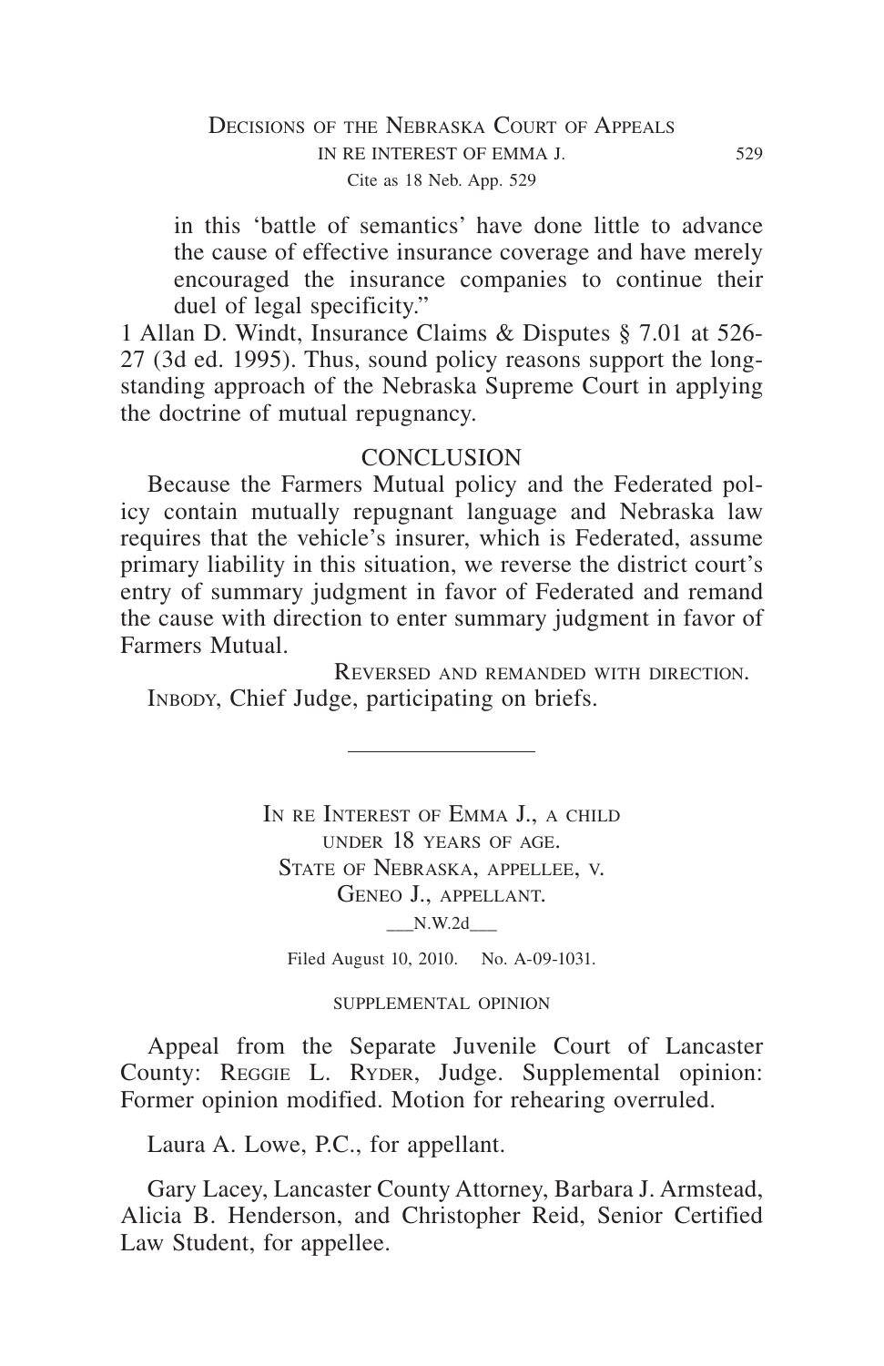in this 'battle of semantics' have done little to advance the cause of effective insurance coverage and have merely encouraged the insurance companies to continue their duel of legal specificity."

1 Allan D. Windt, Insurance Claims & Disputes § 7.01 at 526-27 (3d ed. 1995). Thus, sound policy reasons support the long-standing approach of the Nebraska Supreme Court in applying the doctrine of mutual repugnancy.

## CONCLUSION

Because the Farmers Mutual policy and the Federated policy contain mutually repugnant language and Nebraska law requires that the vehicle's insurer, which is Federated, assume primary liability in this situation, we reverse the district court's entry of summary judgment in favor of Federated and remand the cause with direction to enter summary judgment in favor of Farmers Mutual.

Reversed and remanded with direction.

Inbody, Chief Judge, participating on briefs.

---

# In re Interest of Emma J., a child under 18 years of age.
# State of Nebraska, appellee, v. Geneo J., appellant.

\_\_\_N.W.2d\_\_\_

Filed August 10, 2010. No. A-09-1031.

SUPPLEMENTAL OPINION

Appeal from the Separate Juvenile Court of Lancaster County: Reggie L. Ryder, Judge. Supplemental opinion: Former opinion modified. Motion for rehearing overruled.

Laura A. Lowe, P.C., for appellant.

Gary Lacey, Lancaster County Attorney, Barbara J. Armstead, Alicia B. Henderson, and Christopher Reid, Senior Certified Law Student, for appellee.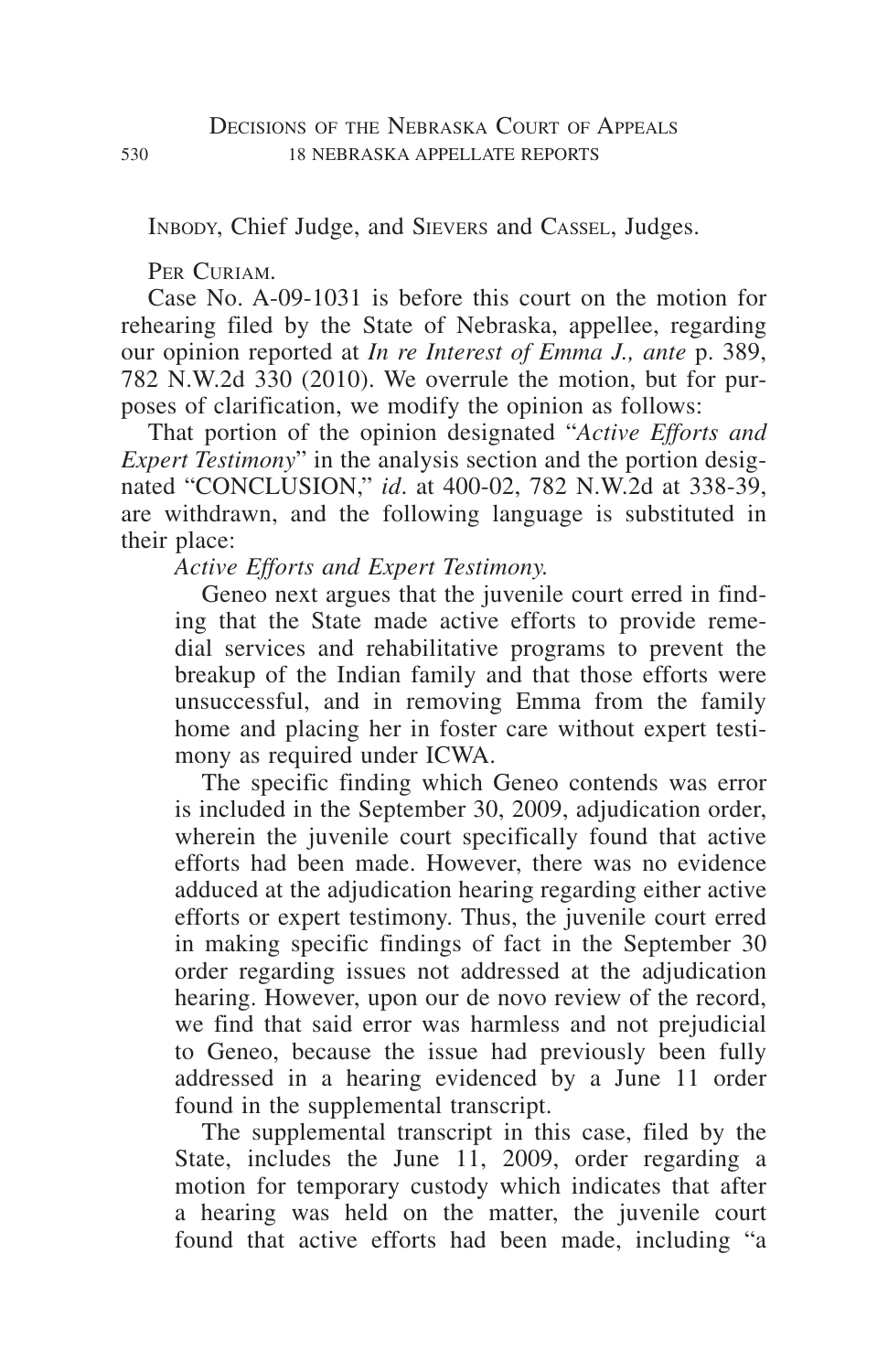Inbody, Chief Judge, and Sievers and Cassel, Judges.

Per Curiam.

Case No. A-09-1031 is before this court on the motion for rehearing filed by the State of Nebraska, appellee, regarding our opinion reported at *In re Interest of Emma J., ante* p. 389, 782 N.W.2d 330 (2010). We overrule the motion, but for purposes of clarification, we modify the opinion as follows:

That portion of the opinion designated "*Active Efforts and Expert Testimony*" in the analysis section and the portion designated "CONCLUSION," *id*. at 400-02, 782 N.W.2d at 338-39, are withdrawn, and the following language is substituted in their place:

> *Active Efforts and Expert Testimony.*
>
> Geneo next argues that the juvenile court erred in finding that the State made active efforts to provide remedial services and rehabilitative programs to prevent the breakup of the Indian family and that those efforts were unsuccessful, and in removing Emma from the family home and placing her in foster care without expert testimony as required under ICWA.
>
> The specific finding which Geneo contends was error is included in the September 30, 2009, adjudication order, wherein the juvenile court specifically found that active efforts had been made. However, there was no evidence adduced at the adjudication hearing regarding either active efforts or expert testimony. Thus, the juvenile court erred in making specific findings of fact in the September 30 order regarding issues not addressed at the adjudication hearing. However, upon our de novo review of the record, we find that said error was harmless and not prejudicial to Geneo, because the issue had previously been fully addressed in a hearing evidenced by a June 11 order found in the supplemental transcript.
>
> The supplemental transcript in this case, filed by the State, includes the June 11, 2009, order regarding a motion for temporary custody which indicates that after a hearing was held on the matter, the juvenile court found that active efforts had been made, including "a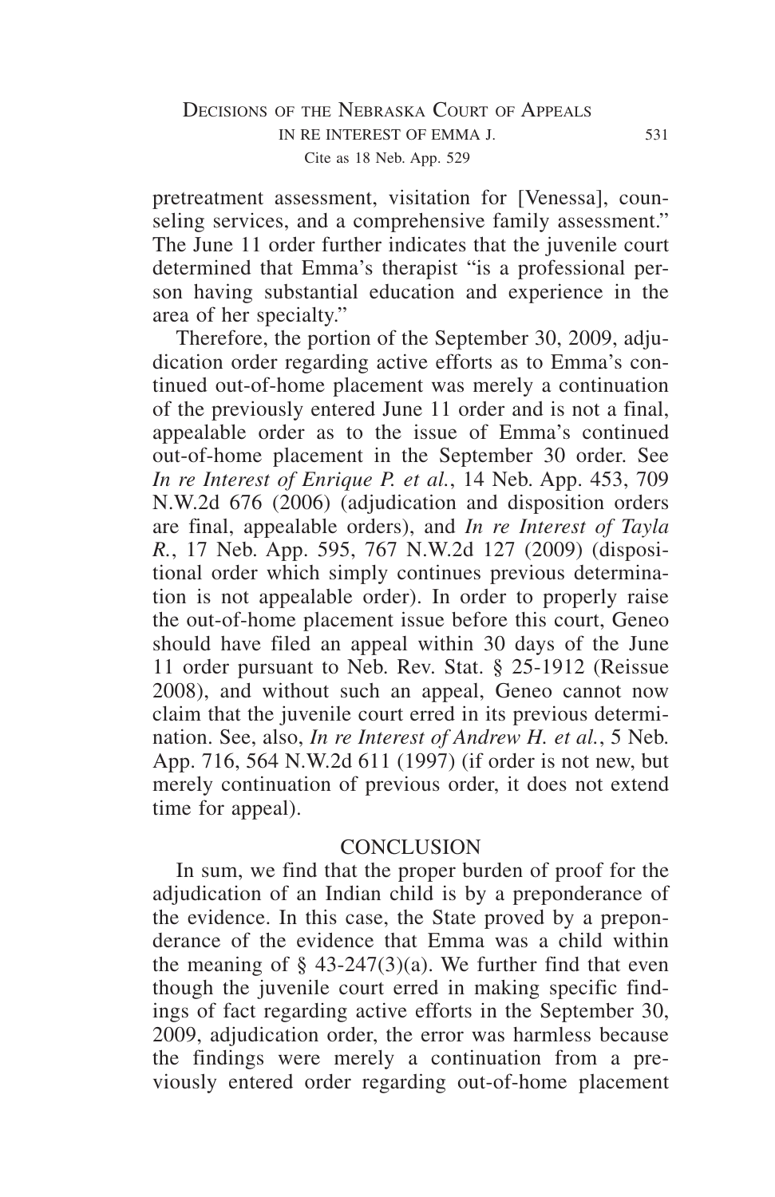pretreatment assessment, visitation for [Venessa], counseling services, and a comprehensive family assessment." The June 11 order further indicates that the juvenile court determined that Emma's therapist "is a professional person having substantial education and experience in the area of her specialty."

Therefore, the portion of the September 30, 2009, adjudication order regarding active efforts as to Emma's continued out-of-home placement was merely a continuation of the previously entered June 11 order and is not a final, appealable order as to the issue of Emma's continued out-of-home placement in the September 30 order. See *In re Interest of Enrique P. et al.*, 14 Neb. App. 453, 709 N.W.2d 676 (2006) (adjudication and disposition orders are final, appealable orders), and *In re Interest of Tayla R.*, 17 Neb. App. 595, 767 N.W.2d 127 (2009) (dispositional order which simply continues previous determination is not appealable order). In order to properly raise the out-of-home placement issue before this court, Geneo should have filed an appeal within 30 days of the June 11 order pursuant to Neb. Rev. Stat. § 25-1912 (Reissue 2008), and without such an appeal, Geneo cannot now claim that the juvenile court erred in its previous determination. See, also, *In re Interest of Andrew H. et al.*, 5 Neb. App. 716, 564 N.W.2d 611 (1997) (if order is not new, but merely continuation of previous order, it does not extend time for appeal).

## CONCLUSION

In sum, we find that the proper burden of proof for the adjudication of an Indian child is by a preponderance of the evidence. In this case, the State proved by a preponderance of the evidence that Emma was a child within the meaning of § 43-247(3)(a). We further find that even though the juvenile court erred in making specific findings of fact regarding active efforts in the September 30, 2009, adjudication order, the error was harmless because the findings were merely a continuation from a previously entered order regarding out-of-home placement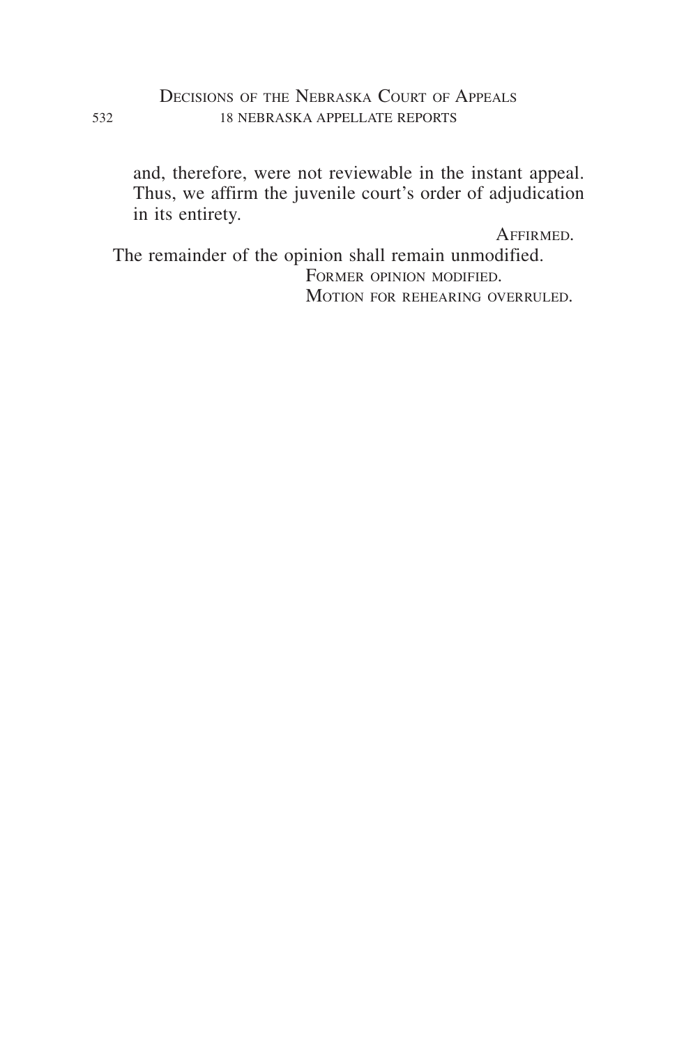and, therefore, were not reviewable in the instant appeal. Thus, we affirm the juvenile court's order of adjudication in its entirety.

Affirmed.

The remainder of the opinion shall remain unmodified.

Former opinion modified.
Motion for rehearing overruled.